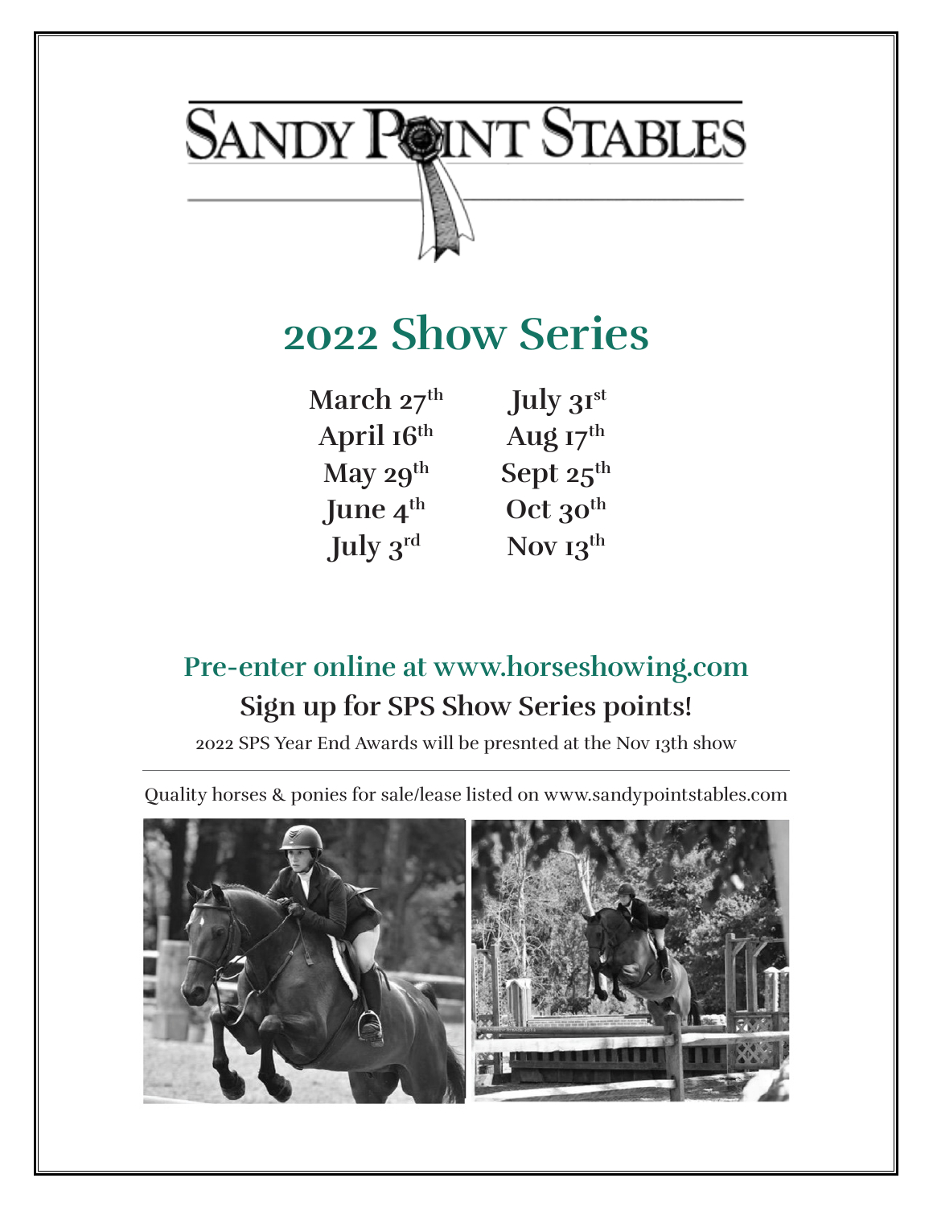# SANDY POINT STABLES

## 2022 Show Series

| | |
|---|---|
| March 27th | July 31st |
| April 16th | Aug 17th |
| May 29th | Sept 25th |
| June 4th | Oct 30th |
| July 3rd | Nov 13th |

**Pre-enter online at www.horseshowing.com**

**Sign up for SPS Show Series points!**

2022 SPS Year End Awards will be presnted at the Nov 13th show

---

Quality horses & ponies for sale/lease listed on www.sandypointstables.com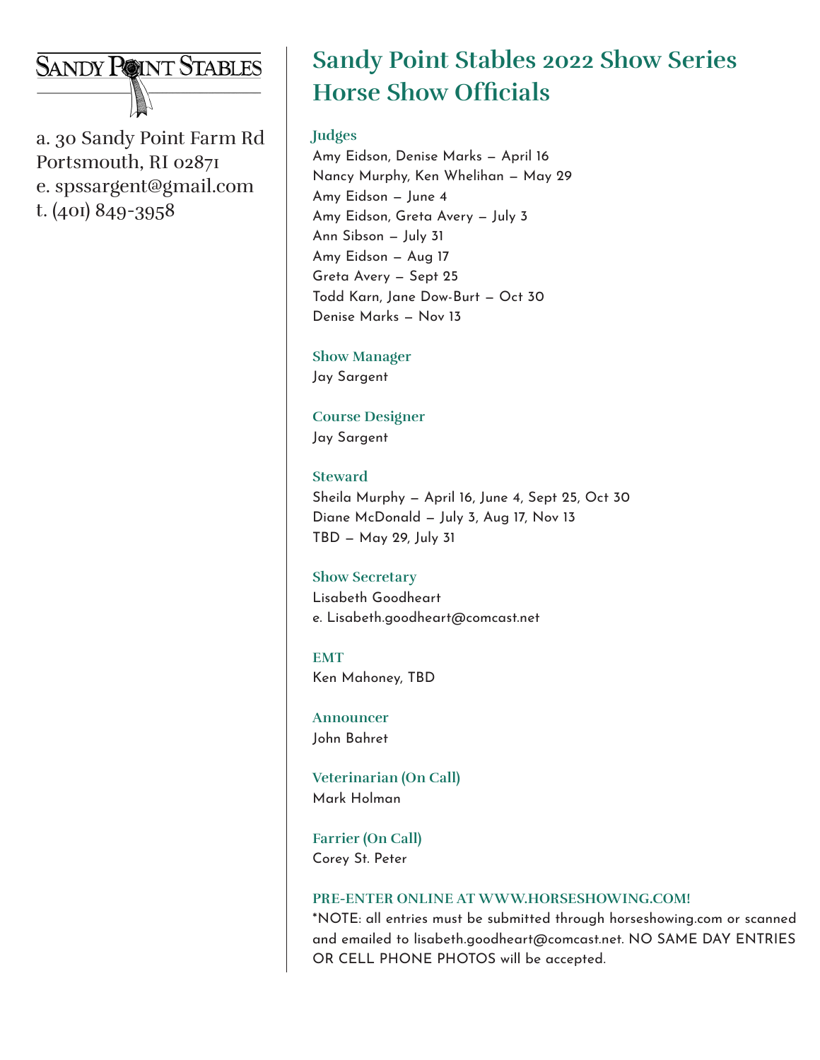SANDY POINT STABLES

a. 30 Sandy Point Farm Rd
Portsmouth, RI 02871
e. spssargent@gmail.com
t. (401) 849-3958

# Sandy Point Stables 2022 Show Series Horse Show Officials

### Judges

Amy Eidson, Denise Marks – April 16
Nancy Murphy, Ken Whelihan – May 29
Amy Eidson – June 4
Amy Eidson, Greta Avery – July 3
Ann Sibson – July 31
Amy Eidson – Aug 17
Greta Avery – Sept 25
Todd Karn, Jane Dow-Burt – Oct 30
Denise Marks – Nov 13

### Show Manager

Jay Sargent

### Course Designer

Jay Sargent

### Steward

Sheila Murphy – April 16, June 4, Sept 25, Oct 30
Diane McDonald – July 3, Aug 17, Nov 13
TBD – May 29, July 31

### Show Secretary

Lisabeth Goodheart
e. Lisabeth.goodheart@comcast.net

### EMT

Ken Mahoney, TBD

### Announcer

John Bahret

### Veterinarian (On Call)

Mark Holman

### Farrier (On Call)

Corey St. Peter

### PRE-ENTER ONLINE AT WWW.HORSESHOWING.COM!

*NOTE: all entries must be submitted through horseshowing.com or scanned and emailed to lisabeth.goodheart@comcast.net. NO SAME DAY ENTRIES OR CELL PHONE PHOTOS will be accepted.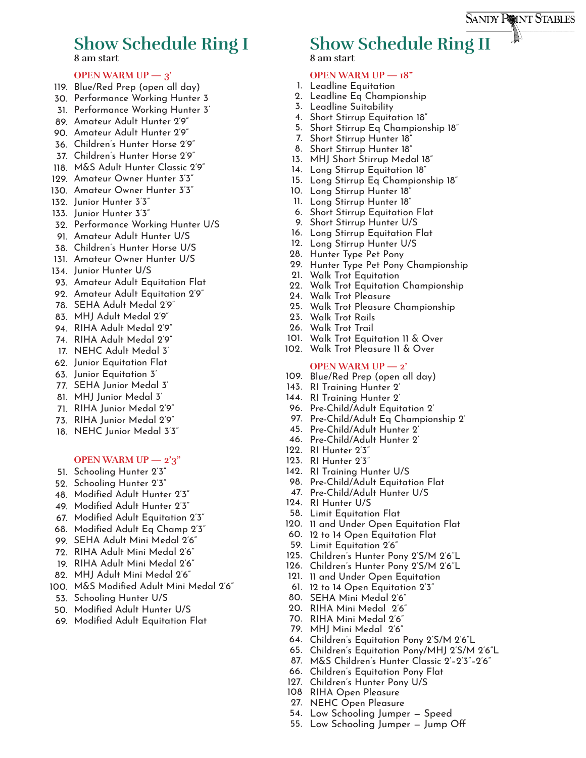## Show Schedule Ring I

8 am start

**OPEN WARM UP — 3'**

119. Blue/Red Prep (open all day)
30. Performance Working Hunter 3
31. Performance Working Hunter 3'
89. Amateur Adult Hunter 2'9"
90. Amateur Adult Hunter 2'9"
36. Children's Hunter Horse 2'9"
37. Children's Hunter Horse 2'9"
118. M&S Adult Hunter Classic 2'9"
129. Amateur Owner Hunter 3'3"
130. Amateur Owner Hunter 3'3"
132. Junior Hunter 3'3"
133. Junior Hunter 3'3"
32. Performance Working Hunter U/S
91. Amateur Adult Hunter U/S
38. Children's Hunter Horse U/S
131. Amateur Owner Hunter U/S
134. Junior Hunter U/S
93. Amateur Adult Equitation Flat
92. Amateur Adult Equitation 2'9"
78. SEHA Adult Medal 2'9"
83. MHJ Adult Medal 2'9"
94. RIHA Adult Medal 2'9"
74. RIHA Adult Medal 2'9"
17. NEHC Adult Medal 3'
62. Junior Equitation Flat
63. Junior Equitation 3'
77. SEHA Junior Medal 3'
81. MHJ Junior Medal 3'
71. RIHA Junior Medal 2'9"
73. RIHA Junior Medal 2'9"
18. NEHC Junior Medal 3'3"

**OPEN WARM UP — 2'3"**

51. Schooling Hunter 2'3"
52. Schooling Hunter 2'3"
48. Modified Adult Hunter 2'3"
49. Modified Adult Hunter 2'3"
67. Modified Adult Equitation 2'3"
68. Modified Adult Eq Champ 2'3"
99. SEHA Adult Mini Medal 2'6"
72. RIHA Adult Mini Medal 2'6"
19. RIHA Adult Mini Medal 2'6"
82. MHJ Adult Mini Medal 2'6"
100. M&S Modified Adult Mini Medal 2'6"
53. Schooling Hunter U/S
50. Modified Adult Hunter U/S
69. Modified Adult Equitation Flat

## Show Schedule Ring II

8 am start

**OPEN WARM UP — 18"**

1. Leadline Equitation
2. Leadline Eq Championship
3. Leadline Suitability
4. Short Stirrup Equitation 18"
5. Short Stirrup Eq Championship 18"
7. Short Stirrup Hunter 18"
8. Short Stirrup Hunter 18"
13. MHJ Short Stirrup Medal 18"
14. Long Stirrup Equitation 18"
15. Long Stirrup Eq Championship 18"
10. Long Stirrup Hunter 18"
11. Long Stirrup Hunter 18"
6. Short Stirrup Equitation Flat
9. Short Stirrup Hunter U/S
16. Long Stirrup Equitation Flat
12. Long Stirrup Hunter U/S
28. Hunter Type Pet Pony
29. Hunter Type Pet Pony Championship
21. Walk Trot Equitation
22. Walk Trot Equitation Championship
24. Walk Trot Pleasure
25. Walk Trot Pleasure Championship
23. Walk Trot Rails
26. Walk Trot Trail
101. Walk Trot Equitation 11 & Over
102. Walk Trot Pleasure 11 & Over

**OPEN WARM UP — 2'**

109. Blue/Red Prep (open all day)
143. RI Training Hunter 2'
144. RI Training Hunter 2'
96. Pre-Child/Adult Equitation 2'
97. Pre-Child/Adult Eq Championship 2'
45. Pre-Child/Adult Hunter 2'
46. Pre-Child/Adult Hunter 2'
122. RI Hunter 2'3"
123. RI Hunter 2'3"
142. RI Training Hunter U/S
98. Pre-Child/Adult Equitation Flat
47. Pre-Child/Adult Hunter U/S
124. RI Hunter U/S
58. Limit Equitation Flat
120. 11 and Under Open Equitation Flat
60. 12 to 14 Open Equitation Flat
59. Limit Equitation 2'6"
125. Children's Hunter Pony 2'S/M 2'6"L
126. Children's Hunter Pony 2'S/M 2'6"L
121. 11 and Under Open Equitation
61. 12 to 14 Open Equitation 2'3"
80. SEHA Mini Medal 2'6"
20. RIHA Mini Medal 2'6"
70. RIHA Mini Medal 2'6"
79. MHJ Mini Medal 2'6"
64. Children's Equitation Pony 2'S/M 2'6"L
65. Children's Equitation Pony/MHJ 2'S/M 2'6"L
87. M&S Children's Hunter Classic 2'-2'3"-2'6"
66. Children's Equitation Pony Flat
127. Children's Hunter Pony U/S
108. RIHA Open Pleasure
27. NEHC Open Pleasure
54. Low Schooling Jumper – Speed
55. Low Schooling Jumper – Jump Off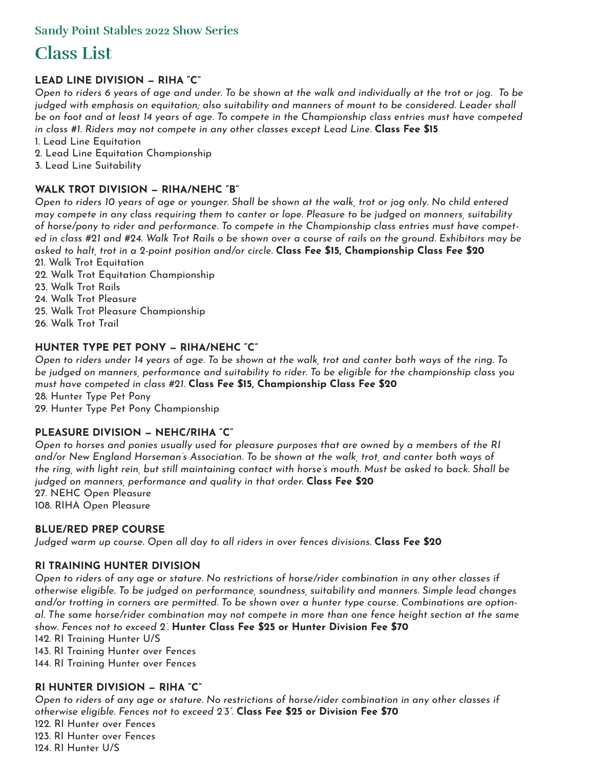## Sandy Point Stables 2022 Show Series

# Class List

### LEAD LINE DIVISION – RIHA "C"

*Open to riders 6 years of age and under. To be shown at the walk and individually at the trot or jog. To be judged with emphasis on equitation; also suitability and manners of mount to be considered. Leader shall be on foot and at least 14 years of age. To compete in the Championship class entries must have competed in class #1. Riders may not compete in any other classes except Lead Line.* **Class Fee $15**

1. Lead Line Equitation
2. Lead Line Equitation Championship
3. Lead Line Suitability

### WALK TROT DIVISION – RIHA/NEHC "B"

*Open to riders 10 years of age or younger. Shall be shown at the walk, trot or jog only. No child entered may compete in any class requiring them to canter or lope. Pleasure to be judged on manners, suitability of horse/pony to rider and performance. To compete in the Championship class entries must have competed in class #21 and #24. Walk Trot Rails o be shown over a course of rails on the ground. Exhibitors may be asked to halt, trot in a 2-point position and/or circle.* **Class Fee $15, Championship Class Fee $20**

21. Walk Trot Equitation
22. Walk Trot Equitation Championship
23. Walk Trot Rails
24. Walk Trot Pleasure
25. Walk Trot Pleasure Championship
26. Walk Trot Trail

### HUNTER TYPE PET PONY – RIHA/NEHC "C"

*Open to riders under 14 years of age. To be shown at the walk, trot and canter both ways of the ring. To be judged on manners, performance and suitability to rider. To be eligible for the championship class you must have competed in class #21.* **Class Fee $15, Championship Class Fee $20**

28. Hunter Type Pet Pony
29. Hunter Type Pet Pony Championship

### PLEASURE DIVISION – NEHC/RIHA "C"

*Open to horses and ponies usually used for pleasure purposes that are owned by a members of the RI and/or New England Horseman's Association. To be shown at the walk, trot, and canter both ways of the ring, with light rein, but still maintaining contact with horse's mouth. Must be asked to back. Shall be judged on manners, performance and quality in that order.* **Class Fee $20**

27. NEHC Open Pleasure
108. RIHA Open Pleasure

### BLUE/RED PREP COURSE

*Judged warm up course. Open all day to all riders in over fences divisions.* **Class Fee $20**

### RI TRAINING HUNTER DIVISION

*Open to riders of any age or stature. No restrictions of horse/rider combination in any other classes if otherwise eligible. To be judged on performance, soundness, suitability and manners. Simple lead changes and/or trotting in corners are permitted. To be shown over a hunter type course. Combinations are optional. The same horse/rider combination may not compete in more than one fence height section at the same show. Fences not to exceed 2'.* **Hunter Class Fee $25 or Hunter Division Fee $70**

142. RI Training Hunter U/S
143. RI Training Hunter over Fences
144. RI Training Hunter over Fences

### RI HUNTER DIVISION – RIHA "C"

*Open to riders of any age or stature. No restrictions of horse/rider combination in any other classes if otherwise eligible. Fences not to exceed 2'3".* **Class Fee $25 or Division Fee $70**

122. RI Hunter over Fences
123. RI Hunter over Fences
124. RI Hunter U/S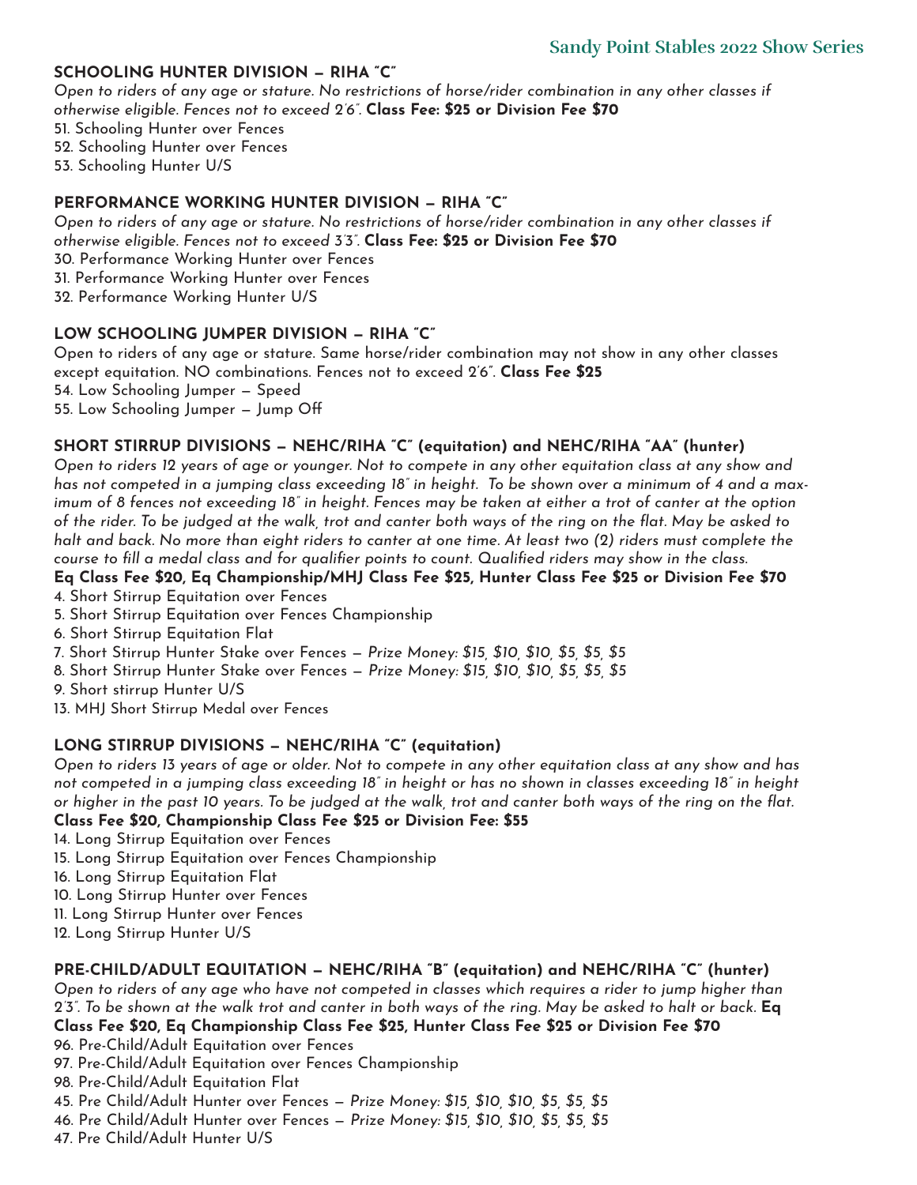## SCHOOLING HUNTER DIVISION – RIHA "C"

*Open to riders of any age or stature. No restrictions of horse/rider combination in any other classes if otherwise eligible. Fences not to exceed 2'6".* **Class Fee: $25 or Division Fee $70**

51. Schooling Hunter over Fences
52. Schooling Hunter over Fences
53. Schooling Hunter U/S

## PERFORMANCE WORKING HUNTER DIVISION – RIHA "C"

*Open to riders of any age or stature. No restrictions of horse/rider combination in any other classes if otherwise eligible. Fences not to exceed 3'3".* **Class Fee: $25 or Division Fee $70**

30. Performance Working Hunter over Fences
31. Performance Working Hunter over Fences
32. Performance Working Hunter U/S

## LOW SCHOOLING JUMPER DIVISION – RIHA "C"

Open to riders of any age or stature. Same horse/rider combination may not show in any other classes except equitation. NO combinations. Fences not to exceed 2'6". **Class Fee $25**

54. Low Schooling Jumper – Speed
55. Low Schooling Jumper – Jump Off

## SHORT STIRRUP DIVISIONS – NEHC/RIHA "C" (equitation) and NEHC/RIHA "AA" (hunter)

*Open to riders 12 years of age or younger. Not to compete in any other equitation class at any show and has not competed in a jumping class exceeding 18" in height. To be shown over a minimum of 4 and a maximum of 8 fences not exceeding 18" in height. Fences may be taken at either a trot of canter at the option of the rider. To be judged at the walk, trot and canter both ways of the ring on the flat. May be asked to halt and back. No more than eight riders to canter at one time. At least two (2) riders must complete the course to fill a medal class and for qualifier points to count. Qualified riders may show in the class.*

**Eq Class Fee $20, Eq Championship/MHJ Class Fee $25, Hunter Class Fee $25 or Division Fee $70**

4. Short Stirrup Equitation over Fences
5. Short Stirrup Equitation over Fences Championship
6. Short Stirrup Equitation Flat
7. Short Stirrup Hunter Stake over Fences – *Prize Money: $15, $10, $10, $5, $5, $5*
8. Short Stirrup Hunter Stake over Fences – *Prize Money: $15, $10, $10, $5, $5, $5*
9. Short stirrup Hunter U/S
13. MHJ Short Stirrup Medal over Fences

## LONG STIRRUP DIVISIONS – NEHC/RIHA "C" (equitation)

*Open to riders 13 years of age or older. Not to compete in any other equitation class at any show and has not competed in a jumping class exceeding 18" in height or has no shown in classes exceeding 18" in height or higher in the past 10 years. To be judged at the walk, trot and canter both ways of the ring on the flat.*

**Class Fee $20, Championship Class Fee $25 or Division Fee: $55**

14. Long Stirrup Equitation over Fences
15. Long Stirrup Equitation over Fences Championship
16. Long Stirrup Equitation Flat
10. Long Stirrup Hunter over Fences
11. Long Stirrup Hunter over Fences
12. Long Stirrup Hunter U/S

## PRE-CHILD/ADULT EQUITATION – NEHC/RIHA "B" (equitation) and NEHC/RIHA "C" (hunter)

*Open to riders of any age who have not competed in classes which requires a rider to jump higher than 2'3". To be shown at the walk trot and canter in both ways of the ring. May be asked to halt or back.* **Eq Class Fee $20, Eq Championship Class Fee $25, Hunter Class Fee $25 or Division Fee $70**

96. Pre-Child/Adult Equitation over Fences
97. Pre-Child/Adult Equitation over Fences Championship
98. Pre-Child/Adult Equitation Flat
45. Pre Child/Adult Hunter over Fences – *Prize Money: $15, $10, $10, $5, $5, $5*
46. Pre Child/Adult Hunter over Fences – *Prize Money: $15, $10, $10, $5, $5, $5*
47. Pre Child/Adult Hunter U/S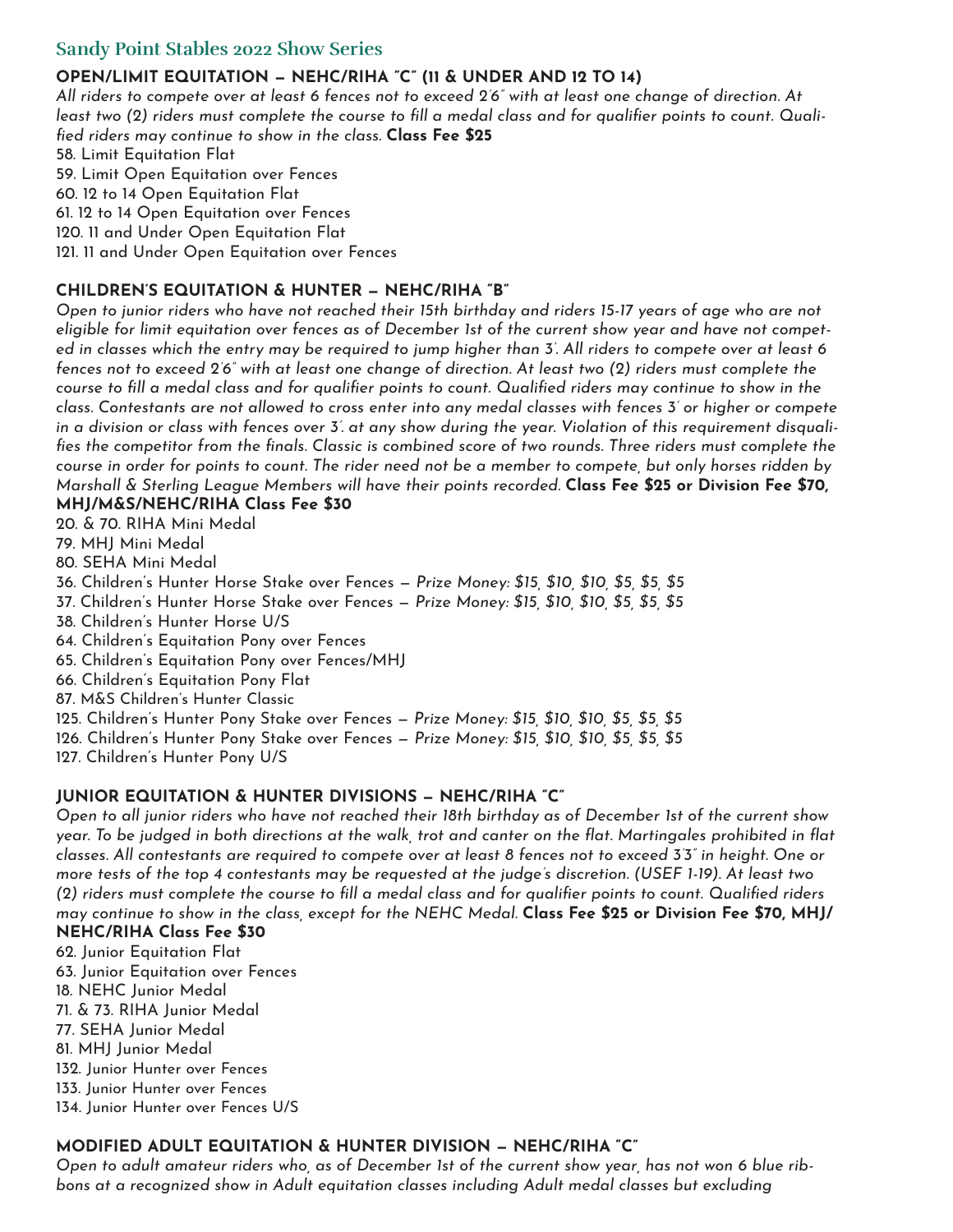## Sandy Point Stables 2022 Show Series

### OPEN/LIMIT EQUITATION – NEHC/RIHA "C" (11 & UNDER AND 12 TO 14)

*All riders to compete over at least 6 fences not to exceed 2'6" with at least one change of direction. At least two (2) riders must complete the course to fill a medal class and for qualifier points to count. Qualified riders may continue to show in the class.* **Class Fee $25**

58. Limit Equitation Flat
59. Limit Open Equitation over Fences
60. 12 to 14 Open Equitation Flat
61. 12 to 14 Open Equitation over Fences
120. 11 and Under Open Equitation Flat
121. 11 and Under Open Equitation over Fences

### CHILDREN'S EQUITATION & HUNTER – NEHC/RIHA "B"

*Open to junior riders who have not reached their 15th birthday and riders 15-17 years of age who are not eligible for limit equitation over fences as of December 1st of the current show year and have not competed in classes which the entry may be required to jump higher than 3'. All riders to compete over at least 6 fences not to exceed 2'6" with at least one change of direction. At least two (2) riders must complete the course to fill a medal class and for qualifier points to count. Qualified riders may continue to show in the class. Contestants are not allowed to cross enter into any medal classes with fences 3' or higher or compete in a division or class with fences over 3'. at any show during the year. Violation of this requirement disqualifies the competitor from the finals. Classic is combined score of two rounds. Three riders must complete the course in order for points to count. The rider need not be a member to compete, but only horses ridden by Marshall & Sterling League Members will have their points recorded.* **Class Fee $25 or Division Fee $70, MHJ/M&S/NEHC/RIHA Class Fee $30**

20. & 70. RIHA Mini Medal
79. MHJ Mini Medal
80. SEHA Mini Medal
36. Children's Hunter Horse Stake over Fences – *Prize Money: $15, $10, $10, $5, $5, $5*
37. Children's Hunter Horse Stake over Fences – *Prize Money: $15, $10, $10, $5, $5, $5*
38. Children's Hunter Horse U/S
64. Children's Equitation Pony over Fences
65. Children's Equitation Pony over Fences/MHJ
66. Children's Equitation Pony Flat
87. M&S Children's Hunter Classic
125. Children's Hunter Pony Stake over Fences – *Prize Money: $15, $10, $10, $5, $5, $5*
126. Children's Hunter Pony Stake over Fences – *Prize Money: $15, $10, $10, $5, $5, $5*
127. Children's Hunter Pony U/S

### JUNIOR EQUITATION & HUNTER DIVISIONS – NEHC/RIHA "C"

*Open to all junior riders who have not reached their 18th birthday as of December 1st of the current show year. To be judged in both directions at the walk, trot and canter on the flat. Martingales prohibited in flat classes. All contestants are required to compete over at least 8 fences not to exceed 3'3" in height. One or more tests of the top 4 contestants may be requested at the judge's discretion. (USEF 1-19). At least two (2) riders must complete the course to fill a medal class and for qualifier points to count. Qualified riders may continue to show in the class, except for the NEHC Medal.* **Class Fee $25 or Division Fee $70, MHJ/NEHC/RIHA Class Fee $30**

62. Junior Equitation Flat
63. Junior Equitation over Fences
18. NEHC Junior Medal
71. & 73. RIHA Junior Medal
77. SEHA Junior Medal
81. MHJ Junior Medal
132. Junior Hunter over Fences
133. Junior Hunter over Fences
134. Junior Hunter over Fences U/S

### MODIFIED ADULT EQUITATION & HUNTER DIVISION – NEHC/RIHA "C"

*Open to adult amateur riders who, as of December 1st of the current show year, has not won 6 blue ribbons at a recognized show in Adult equitation classes including Adult medal classes but excluding*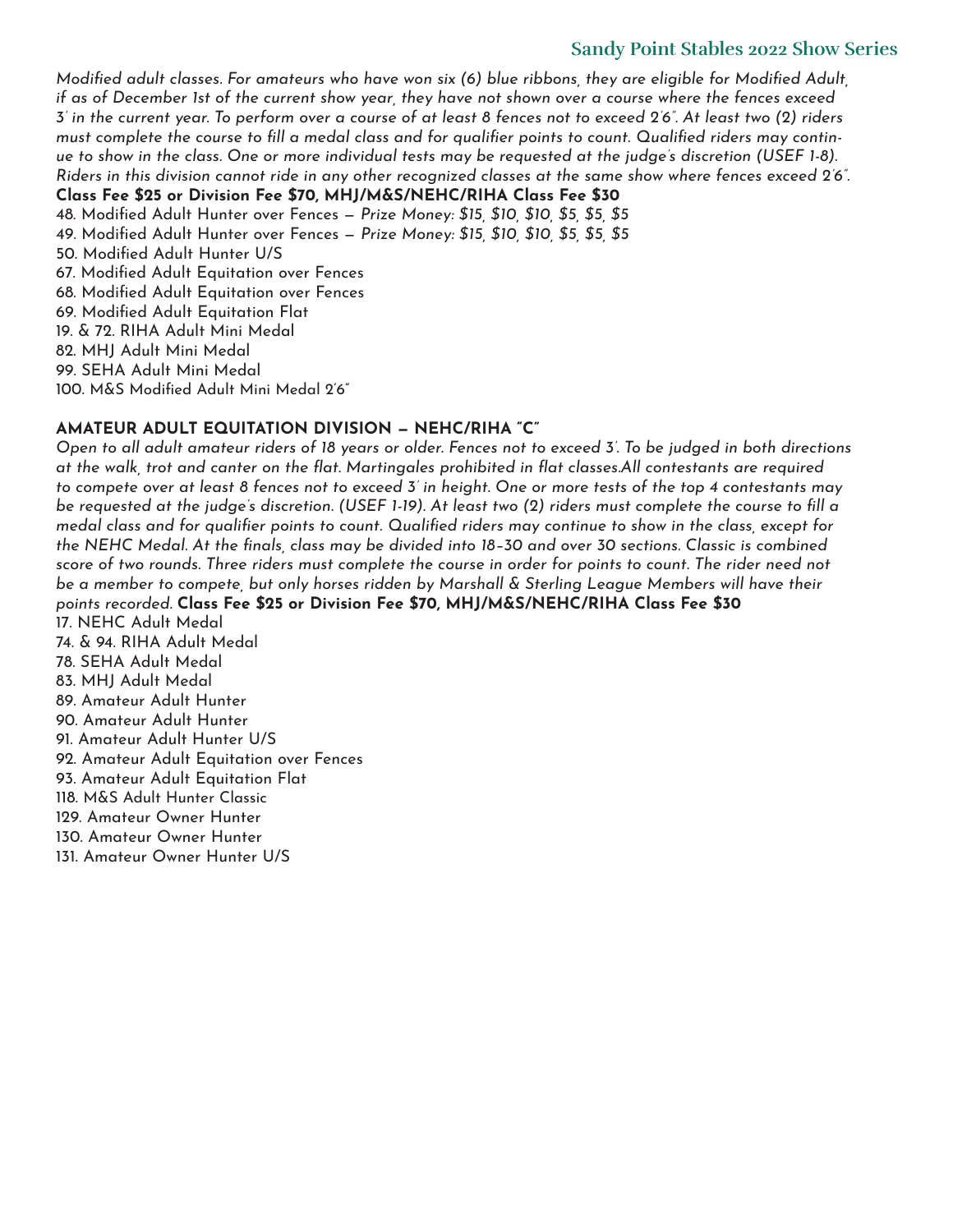*Modified adult classes. For amateurs who have won six (6) blue ribbons, they are eligible for Modified Adult, if as of December 1st of the current show year, they have not shown over a course where the fences exceed 3' in the current year. To perform over a course of at least 8 fences not to exceed 2'6". At least two (2) riders must complete the course to fill a medal class and for qualifier points to count. Qualified riders may continue to show in the class. One or more individual tests may be requested at the judge's discretion (USEF 1-8). Riders in this division cannot ride in any other recognized classes at the same show where fences exceed 2'6".*

**Class Fee $25 or Division Fee $70, MHJ/M&S/NEHC/RIHA Class Fee $30**

48. Modified Adult Hunter over Fences — *Prize Money: $15, $10, $10, $5, $5, $5*
49. Modified Adult Hunter over Fences — *Prize Money: $15, $10, $10, $5, $5, $5*
50. Modified Adult Hunter U/S
67. Modified Adult Equitation over Fences
68. Modified Adult Equitation over Fences
69. Modified Adult Equitation Flat
19. & 72. RIHA Adult Mini Medal
82. MHJ Adult Mini Medal
99. SEHA Adult Mini Medal
100. M&S Modified Adult Mini Medal 2'6"

## AMATEUR ADULT EQUITATION DIVISION — NEHC/RIHA "C"

*Open to all adult amateur riders of 18 years or older. Fences not to exceed 3'. To be judged in both directions at the walk, trot and canter on the flat. Martingales prohibited in flat classes.All contestants are required to compete over at least 8 fences not to exceed 3' in height. One or more tests of the top 4 contestants may be requested at the judge's discretion. (USEF 1-19). At least two (2) riders must complete the course to fill a medal class and for qualifier points to count. Qualified riders may continue to show in the class, except for the NEHC Medal. At the finals, class may be divided into 18–30 and over 30 sections. Classic is combined score of two rounds. Three riders must complete the course in order for points to count. The rider need not be a member to compete, but only horses ridden by Marshall & Sterling League Members will have their points recorded.* **Class Fee $25 or Division Fee $70, MHJ/M&S/NEHC/RIHA Class Fee $30**

17. NEHC Adult Medal
74. & 94. RIHA Adult Medal
78. SEHA Adult Medal
83. MHJ Adult Medal
89. Amateur Adult Hunter
90. Amateur Adult Hunter
91. Amateur Adult Hunter U/S
92. Amateur Adult Equitation over Fences
93. Amateur Adult Equitation Flat
118. M&S Adult Hunter Classic
129. Amateur Owner Hunter
130. Amateur Owner Hunter
131. Amateur Owner Hunter U/S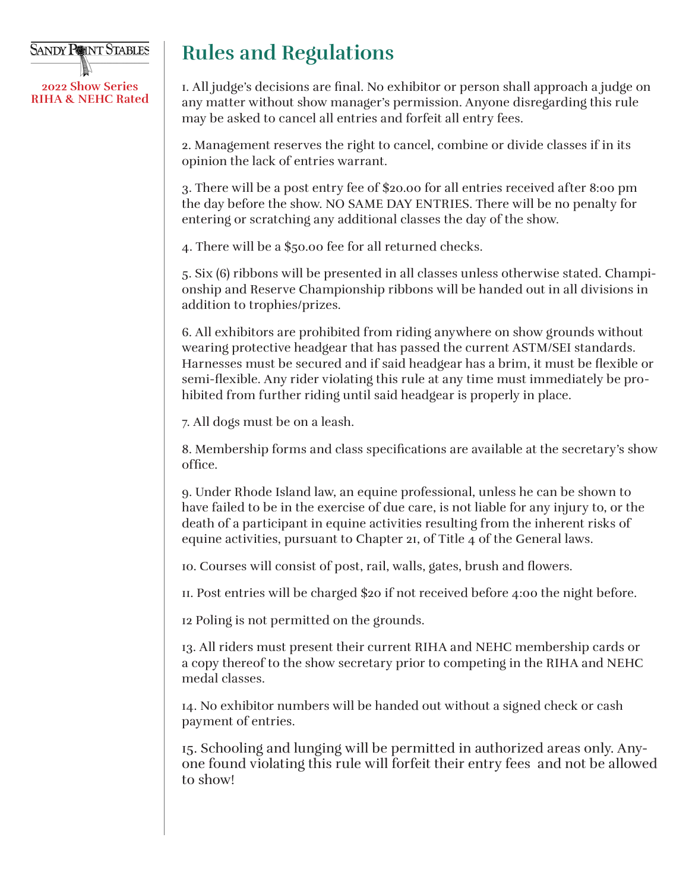Sandy Point Stables

2022 Show Series
RIHA & NEHC Rated

# Rules and Regulations

1. All judge's decisions are final. No exhibitor or person shall approach a judge on any matter without show manager's permission. Anyone disregarding this rule may be asked to cancel all entries and forfeit all entry fees.

2. Management reserves the right to cancel, combine or divide classes if in its opinion the lack of entries warrant.

3. There will be a post entry fee of $20.00 for all entries received after 8:00 pm the day before the show. NO SAME DAY ENTRIES. There will be no penalty for entering or scratching any additional classes the day of the show.

4. There will be a $50.00 fee for all returned checks.

5. Six (6) ribbons will be presented in all classes unless otherwise stated. Championship and Reserve Championship ribbons will be handed out in all divisions in addition to trophies/prizes.

6. All exhibitors are prohibited from riding anywhere on show grounds without wearing protective headgear that has passed the current ASTM/SEI standards. Harnesses must be secured and if said headgear has a brim, it must be flexible or semi-flexible. Any rider violating this rule at any time must immediately be prohibited from further riding until said headgear is properly in place.

7. All dogs must be on a leash.

8. Membership forms and class specifications are available at the secretary's show office.

9. Under Rhode Island law, an equine professional, unless he can be shown to have failed to be in the exercise of due care, is not liable for any injury to, or the death of a participant in equine activities resulting from the inherent risks of equine activities, pursuant to Chapter 21, of Title 4 of the General laws.

10. Courses will consist of post, rail, walls, gates, brush and flowers.

11. Post entries will be charged $20 if not received before 4:00 the night before.

12 Poling is not permitted on the grounds.

13. All riders must present their current RIHA and NEHC membership cards or a copy thereof to the show secretary prior to competing in the RIHA and NEHC medal classes.

14. No exhibitor numbers will be handed out without a signed check or cash payment of entries.

15. Schooling and lunging will be permitted in authorized areas only. Anyone found violating this rule will forfeit their entry fees and not be allowed to show!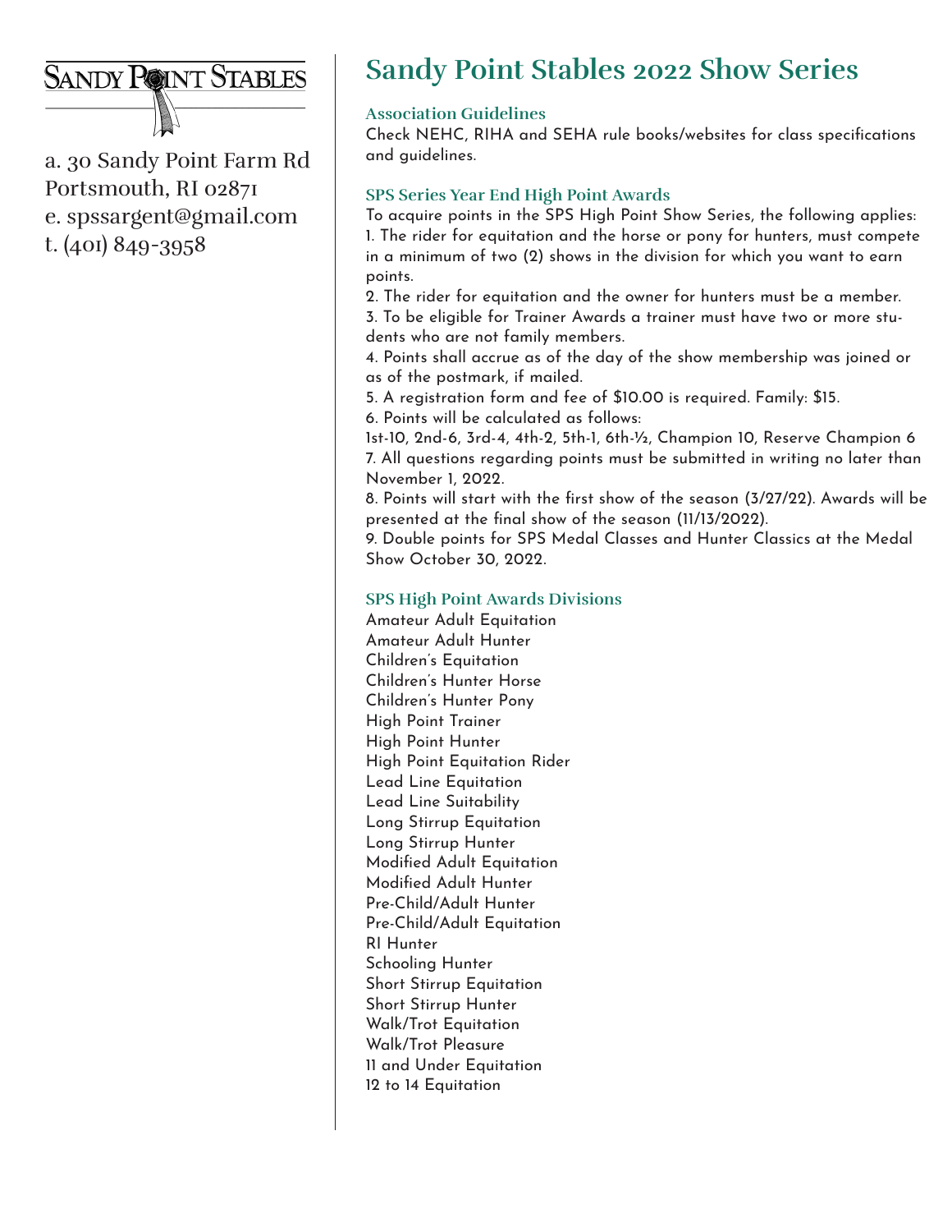SANDY POINT STABLES

a. 30 Sandy Point Farm Rd
Portsmouth, RI 02871
e. spssargent@gmail.com
t. (401) 849-3958

# Sandy Point Stables 2022 Show Series

### Association Guidelines

Check NEHC, RIHA and SEHA rule books/websites for class specifications and guidelines.

### SPS Series Year End High Point Awards

To acquire points in the SPS High Point Show Series, the following applies:

1. The rider for equitation and the horse or pony for hunters, must compete in a minimum of two (2) shows in the division for which you want to earn points.
2. The rider for equitation and the owner for hunters must be a member.
3. To be eligible for Trainer Awards a trainer must have two or more students who are not family members.
4. Points shall accrue as of the day of the show membership was joined or as of the postmark, if mailed.
5. A registration form and fee of $10.00 is required. Family: $15.
6. Points will be calculated as follows:
1st-10, 2nd-6, 3rd-4, 4th-2, 5th-1, 6th-½, Champion 10, Reserve Champion 6
7. All questions regarding points must be submitted in writing no later than November 1, 2022.
8. Points will start with the first show of the season (3/27/22). Awards will be presented at the final show of the season (11/13/2022).
9. Double points for SPS Medal Classes and Hunter Classics at the Medal Show October 30, 2022.

### SPS High Point Awards Divisions

Amateur Adult Equitation
Amateur Adult Hunter
Children's Equitation
Children's Hunter Horse
Children's Hunter Pony
High Point Trainer
High Point Hunter
High Point Equitation Rider
Lead Line Equitation
Lead Line Suitability
Long Stirrup Equitation
Long Stirrup Hunter
Modified Adult Equitation
Modified Adult Hunter
Pre-Child/Adult Hunter
Pre-Child/Adult Equitation
RI Hunter
Schooling Hunter
Short Stirrup Equitation
Short Stirrup Hunter
Walk/Trot Equitation
Walk/Trot Pleasure
11 and Under Equitation
12 to 14 Equitation